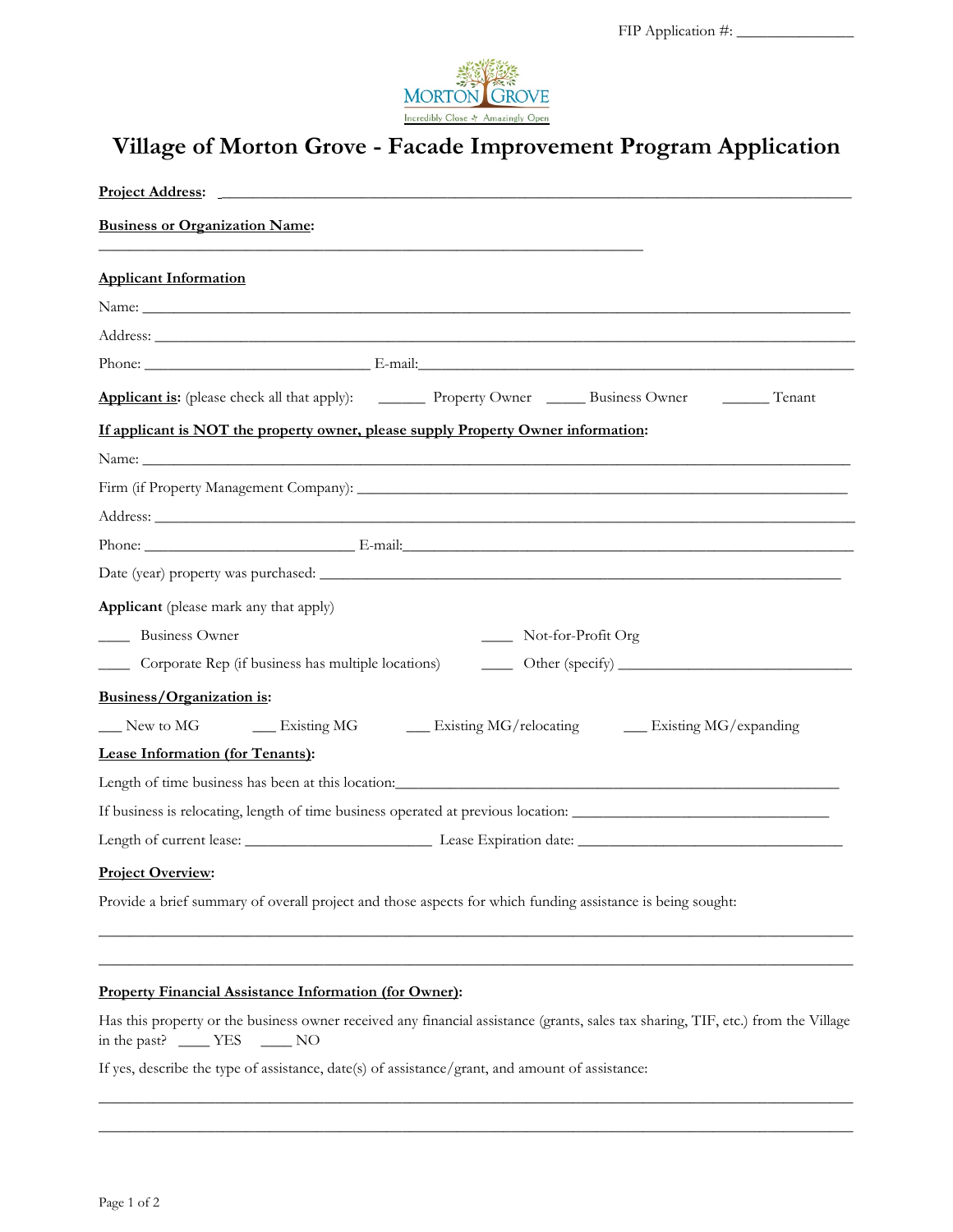FIP Application #: _______________

# Village of Morton Grove - Facade Improvement Program Application

**Project Address:** ________________________________________________________________________________

**Business or Organization Name:**
______________________________________________________________________

**Applicant Information**

Name: ________________________________________________________________________________________

Address: ______________________________________________________________________________________

Phone: _____________________________ E-mail:_______________________________________________________

**Applicant is:** (please check all that apply): ______ Property Owner _____ Business Owner ______ Tenant

**If applicant is NOT the property owner, please supply Property Owner information:**

Name: ________________________________________________________________________________________

Firm (if Property Management Company): ________________________________________________________________

Address: ______________________________________________________________________________________

Phone: ___________________________ E-mail:_________________________________________________________

Date (year) property was purchased: ___________________________________________________________________

**Applicant** (please mark any that apply)

____ Business Owner

____ Corporate Rep (if business has multiple locations)

____ Not-for-Profit Org

____ Other (specify) ______________________________

**Business/Organization is:**

___ New to MG ___ Existing MG ___ Existing MG/relocating ___ Existing MG/expanding

**Lease Information (for Tenants):**

Length of time business has been at this location:_________________________________________________________

If business is relocating, length of time business operated at previous location: _________________________________

Length of current lease: ________________________ Lease Expiration date: __________________________________

**Project Overview:**

Provide a brief summary of overall project and those aspects for which funding assistance is being sought:

______________________________________________________________________________________________

______________________________________________________________________________________________

**Property Financial Assistance Information (for Owner):**

Has this property or the business owner received any financial assistance (grants, sales tax sharing, TIF, etc.) from the Village in the past? ____ YES ____ NO

If yes, describe the type of assistance, date(s) of assistance/grant, and amount of assistance:

______________________________________________________________________________________________

______________________________________________________________________________________________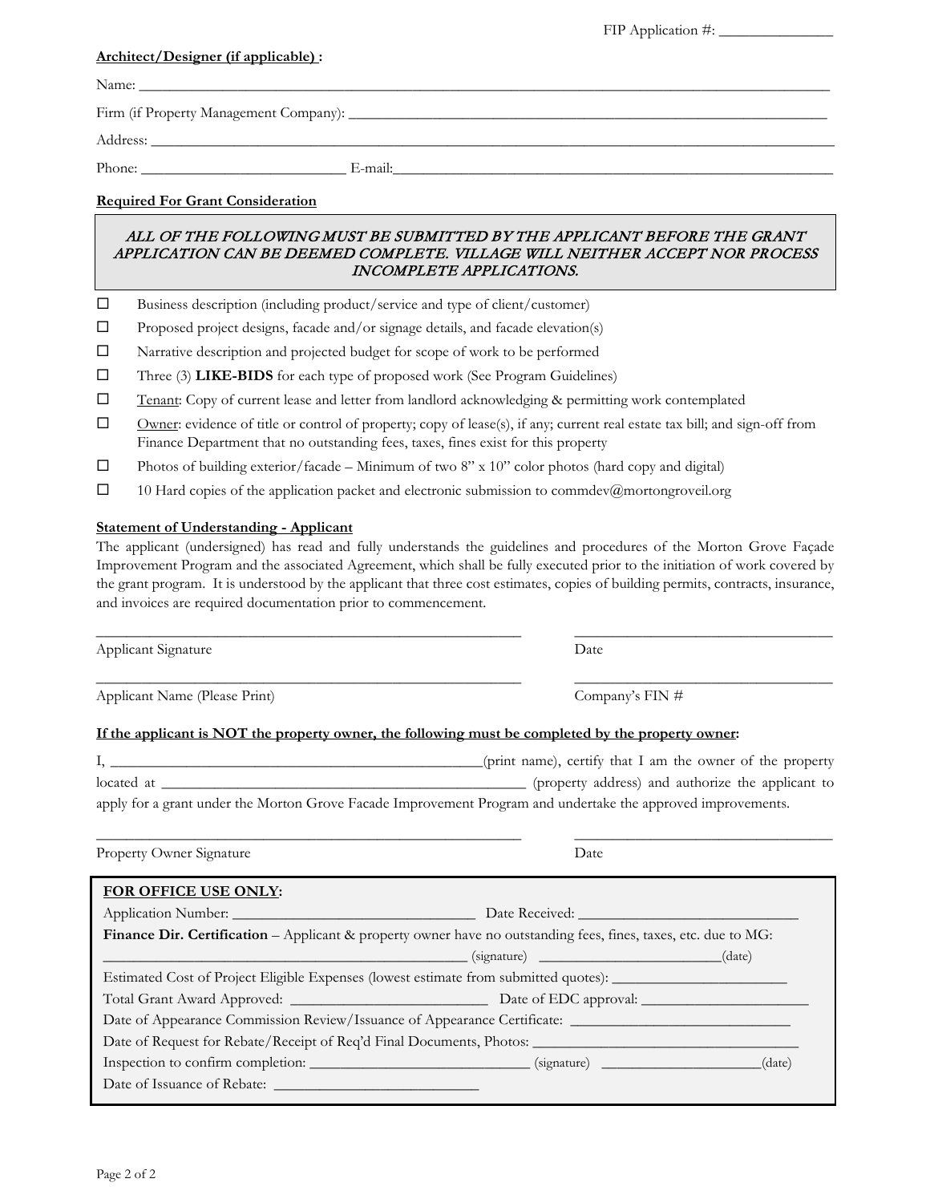FIP Application #: _______________

**Architect/Designer (if applicable) :**

Name: ______________________________________________________________________________

Firm (if Property Management Company): ________________________________________________

Address: ____________________________________________________________________________

Phone: ___________________________ E-mail: ___________________________________________

**Required For Grant Consideration**

> *ALL OF THE FOLLOWING MUST BE SUBMITTED BY THE APPLICANT BEFORE THE GRANT APPLICATION CAN BE DEEMED COMPLETE. VILLAGE WILL NEITHER ACCEPT NOR PROCESS INCOMPLETE APPLICATIONS.*

- ☐ Business description (including product/service and type of client/customer)
- ☐ Proposed project designs, facade and/or signage details, and facade elevation(s)
- ☐ Narrative description and projected budget for scope of work to be performed
- ☐ Three (3) **LIKE-BIDS** for each type of proposed work (See Program Guidelines)
- ☐ Tenant: Copy of current lease and letter from landlord acknowledging & permitting work contemplated
- ☐ Owner: evidence of title or control of property; copy of lease(s), if any; current real estate tax bill; and sign-off from Finance Department that no outstanding fees, taxes, fines exist for this property
- ☐ Photos of building exterior/facade – Minimum of two 8" x 10" color photos (hard copy and digital)
- ☐ 10 Hard copies of the application packet and electronic submission to commdev@mortongroveil.org

**Statement of Understanding - Applicant**

The applicant (undersigned) has read and fully understands the guidelines and procedures of the Morton Grove Façade Improvement Program and the associated Agreement, which shall be fully executed prior to the initiation of work covered by the grant program. It is understood by the applicant that three cost estimates, copies of building permits, contracts, insurance, and invoices are required documentation prior to commencement.

_________________________________________ _________________________
Applicant Signature Date

_________________________________________ _________________________
Applicant Name (Please Print) Company's FIN #

**If the applicant is NOT the property owner, the following must be completed by the property owner:**

I, ______________________________________(print name), certify that I am the owner of the property located at ______________________________________ (property address) and authorize the applicant to apply for a grant under the Morton Grove Facade Improvement Program and undertake the approved improvements.

_________________________________________ _________________________
Property Owner Signature Date

**FOR OFFICE USE ONLY:**

Application Number: ______________________ Date Received: ______________________

**Finance Dir. Certification** – Applicant & property owner have no outstanding fees, fines, taxes, etc. due to MG:

______________________________________ (signature) ______________________(date)

Estimated Cost of Project Eligible Expenses (lowest estimate from submitted quotes): ______________________

Total Grant Award Approved: ______________________ Date of EDC approval: ______________________

Date of Appearance Commission Review/Issuance of Appearance Certificate: ______________________

Date of Request for Rebate/Receipt of Req'd Final Documents, Photos: ______________________

Inspection to confirm completion: ______________________ (signature) ______________________(date)

Date of Issuance of Rebate: ______________________